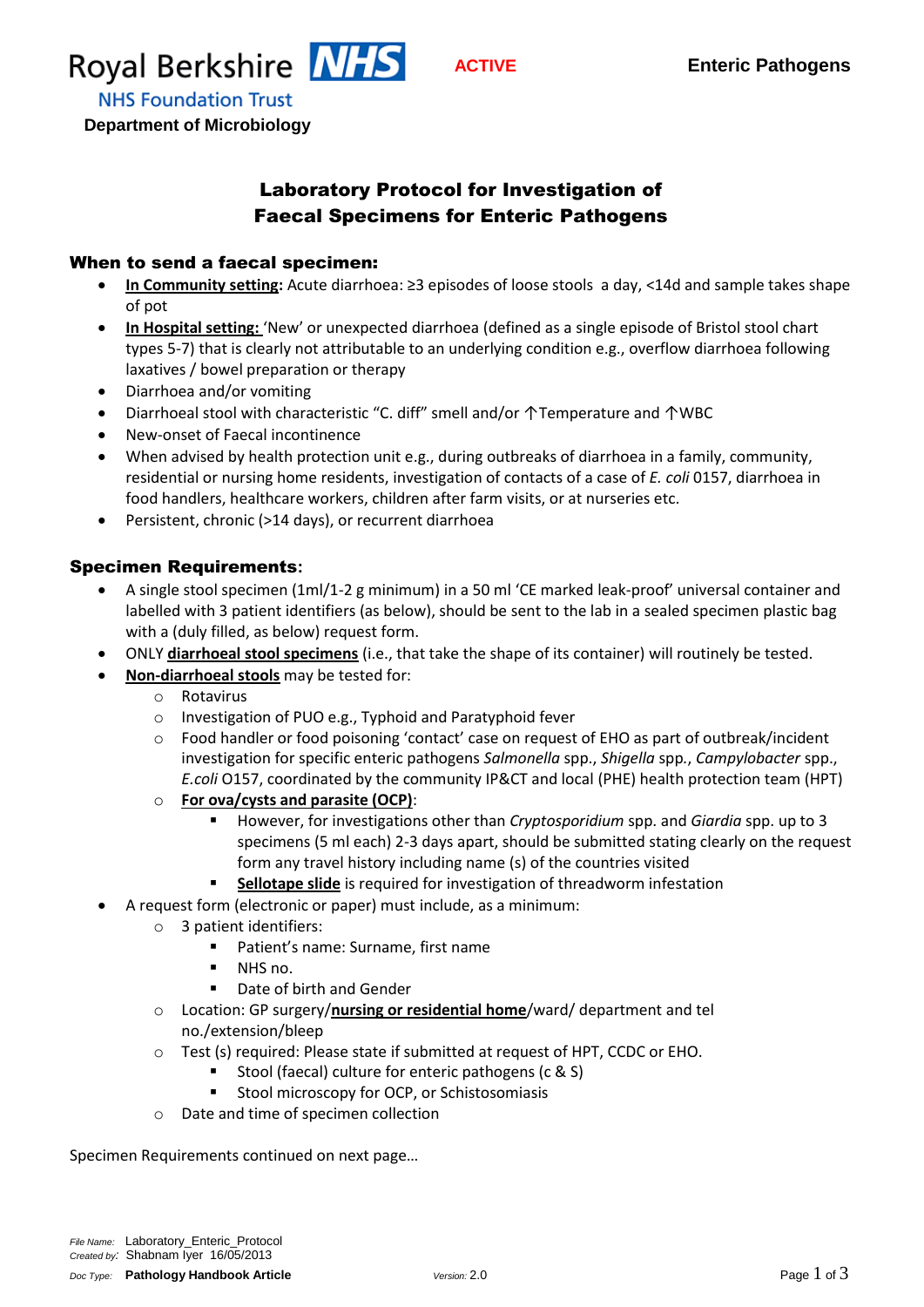Royal Berkshire NHS Foundation Trust

**Department of Microbiology**

ACTIVE

**Enteric Pathogens**

# Laboratory Protocol for Investigation of Faecal Specimens for Enteric Pathogens

## When to send a faecal specimen:

- **In Community setting:** Acute diarrhoea: ≥3 episodes of loose stools a day, <14d and sample takes shape of pot
- **In Hospital setting:** 'New' or unexpected diarrhoea (defined as a single episode of Bristol stool chart types 5-7) that is clearly not attributable to an underlying condition e.g., overflow diarrhoea following laxatives / bowel preparation or therapy
- Diarrhoea and/or vomiting
- Diarrhoeal stool with characteristic "C. diff" smell and/or ↑Temperature and ↑WBC
- New-onset of Faecal incontinence
- When advised by health protection unit e.g., during outbreaks of diarrhoea in a family, community, residential or nursing home residents, investigation of contacts of a case of *E. coli* 0157, diarrhoea in food handlers, healthcare workers, children after farm visits, or at nurseries etc.
- Persistent, chronic (>14 days), or recurrent diarrhoea

## Specimen Requirements:

- A single stool specimen (1ml/1-2 g minimum) in a 50 ml 'CE marked leak-proof' universal container and labelled with 3 patient identifiers (as below), should be sent to the lab in a sealed specimen plastic bag with a (duly filled, as below) request form.
- ONLY **diarrhoeal stool specimens** (i.e., that take the shape of its container) will routinely be tested.
- **Non-diarrhoeal stools** may be tested for:
  - Rotavirus
  - Investigation of PUO e.g., Typhoid and Paratyphoid fever
  - Food handler or food poisoning 'contact' case on request of EHO as part of outbreak/incident investigation for specific enteric pathogens *Salmonella* spp., *Shigella* spp., *Campylobacter* spp., *E.coli* O157, coordinated by the community IP&CT and local (PHE) health protection team (HPT)
  - **For ova/cysts and parasite (OCP)**:
    - However, for investigations other than *Cryptosporidium* spp. and *Giardia* spp. up to 3 specimens (5 ml each) 2-3 days apart, should be submitted stating clearly on the request form any travel history including name (s) of the countries visited
    - **Sellotape slide** is required for investigation of threadworm infestation
- A request form (electronic or paper) must include, as a minimum:
  - 3 patient identifiers:
    - Patient's name: Surname, first name
    - NHS no.
    - Date of birth and Gender
  - Location: GP surgery/**nursing or residential home**/ward/ department and tel no./extension/bleep
  - Test (s) required: Please state if submitted at request of HPT, CCDC or EHO.
    - Stool (faecal) culture for enteric pathogens (c & S)
    - Stool microscopy for OCP, or Schistosomiasis
  - Date and time of specimen collection

Specimen Requirements continued on next page…

*File Name:* Laboratory_Enteric_Protocol
*Created by:* Shabnam Iyer 16/05/2013
*Doc Type:* **Pathology Handbook Article** *Version:* 2.0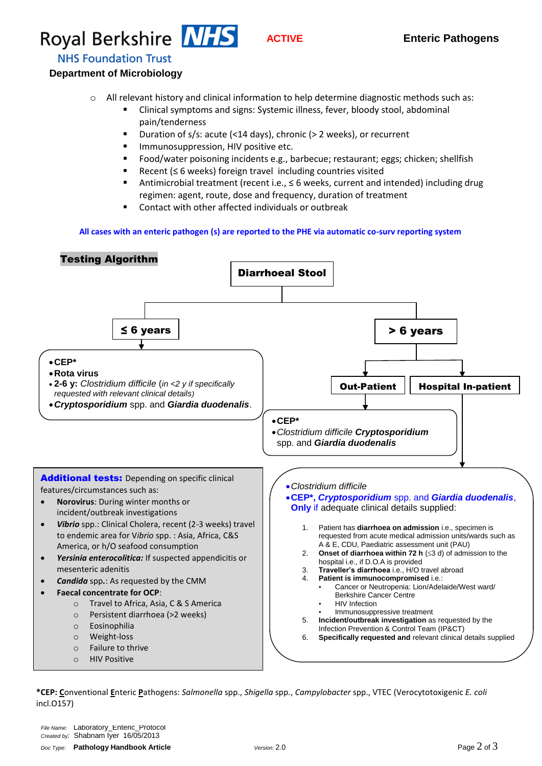**Department of Microbiology**

- All relevant history and clinical information to help determine diagnostic methods such as:
  - Clinical symptoms and signs: Systemic illness, fever, bloody stool, abdominal pain/tenderness
  - Duration of s/s: acute (<14 days), chronic (> 2 weeks), or recurrent
  - Immunosuppression, HIV positive etc.
  - Food/water poisoning incidents e.g., barbecue; restaurant; eggs; chicken; shellfish
  - Recent (≤ 6 weeks) foreign travel including countries visited
  - Antimicrobial treatment (recent i.e., ≤ 6 weeks, current and intended) including drug regimen: agent, route, dose and frequency, duration of treatment
  - Contact with other affected individuals or outbreak

**All cases with an enteric pathogen (s) are reported to the PHE via automatic co-surv reporting system**

## Testing Algorithm

**Diarrhoeal Stool**

### ≤ 6 years

- **CEP***
- **Rota virus**
- **2-6 y:** *Clostridium difficile* (*in <2 y if specifically requested with relevant clinical details*)
- ***Cryptosporidium*** spp. and ***Giardia duodenalis***.

### > 6 years

#### Out-Patient

- **CEP***
- *Clostridium difficile* ***Cryptosporidium*** spp. and ***Giardia duodenalis***

#### Hospital In-patient

- *Clostridium difficile*
- **CEP*, *Cryptosporidium*** spp. and ***Giardia duodenalis***, **Only** if adequate clinical details supplied:
  1. Patient has **diarrhoea on admission** i.e., specimen is requested from acute medical admission units/wards such as A & E, CDU, Paediatric assessment unit (PAU)
  2. **Onset of diarrhoea within 72 h** (≤3 d) of admission to the hospital i.e., if D.O.A is provided
  3. **Traveller's diarrhoea** i.e., H/O travel abroad
  4. **Patient is immunocompromised** i.e.:
     - Cancer or Neutropenia: Lion/Adelaide/West ward/ Berkshire Cancer Centre
     - HIV Infection
     - Immunosuppressive treatment
  5. **Incident/outbreak investigation** as requested by the Infection Prevention & Control Team (IP&CT)
  6. **Specifically requested and** relevant clinical details supplied

**Additional tests:** Depending on specific clinical features/circumstances such as:

- **Norovirus**: During winter months or incident/outbreak investigations
- ***Vibrio*** spp.: Clinical Cholera, recent (2-3 weeks) travel to endemic area for *Vibrio* spp. : Asia, Africa, C&S America, or h/O seafood consumption
- ***Yersinia enterocolitica:*** If suspected appendicitis or mesenteric adenitis
- ***Candida*** spp.: As requested by the CMM
- **Faecal concentrate for OCP**:
  - Travel to Africa, Asia, C & S America
  - Persistent diarrhoea (>2 weeks)
  - Eosinophilia
  - Weight-loss
  - Failure to thrive
  - HIV Positive

***CEP: C**onventional **E**nteric **P**athogens: *Salmonella* spp., *Shigella* spp., *Campylobacter* spp., VTEC (Verocytotoxigenic *E. coli* incl.O157)

*File Name:* Laboratory_Enteric_Protocol
*Created by:* Shabnam Iyer 16/05/2013
*Doc Type:* **Pathology Handbook Article**
*Version:* 2.0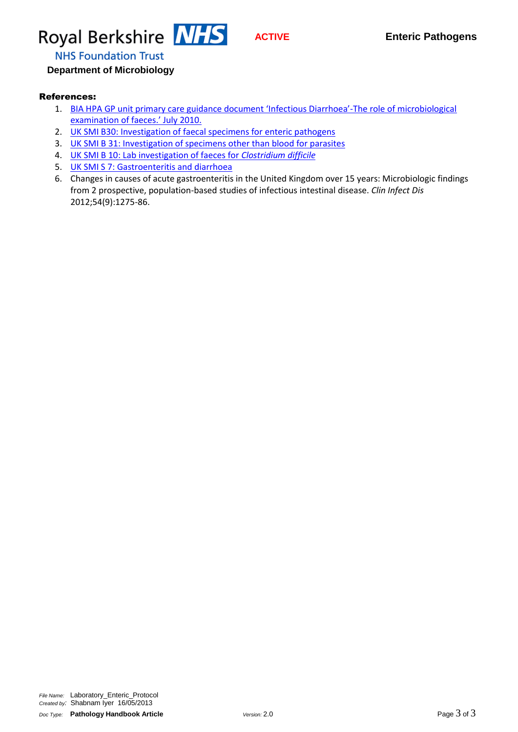**References:**

1. BIA HPA GP unit primary care guidance document 'Infectious Diarrhoea'-The role of microbiological examination of faeces.' July 2010.
2. UK SMI B30: Investigation of faecal specimens for enteric pathogens
3. UK SMI B 31: Investigation of specimens other than blood for parasites
4. UK SMI B 10: Lab investigation of faeces for *Clostridium difficile*
5. UK SMI S 7: Gastroenteritis and diarrhoea
6. Changes in causes of acute gastroenteritis in the United Kingdom over 15 years: Microbiologic findings from 2 prospective, population-based studies of infectious intestinal disease. *Clin Infect Dis* 2012;54(9):1275-86.